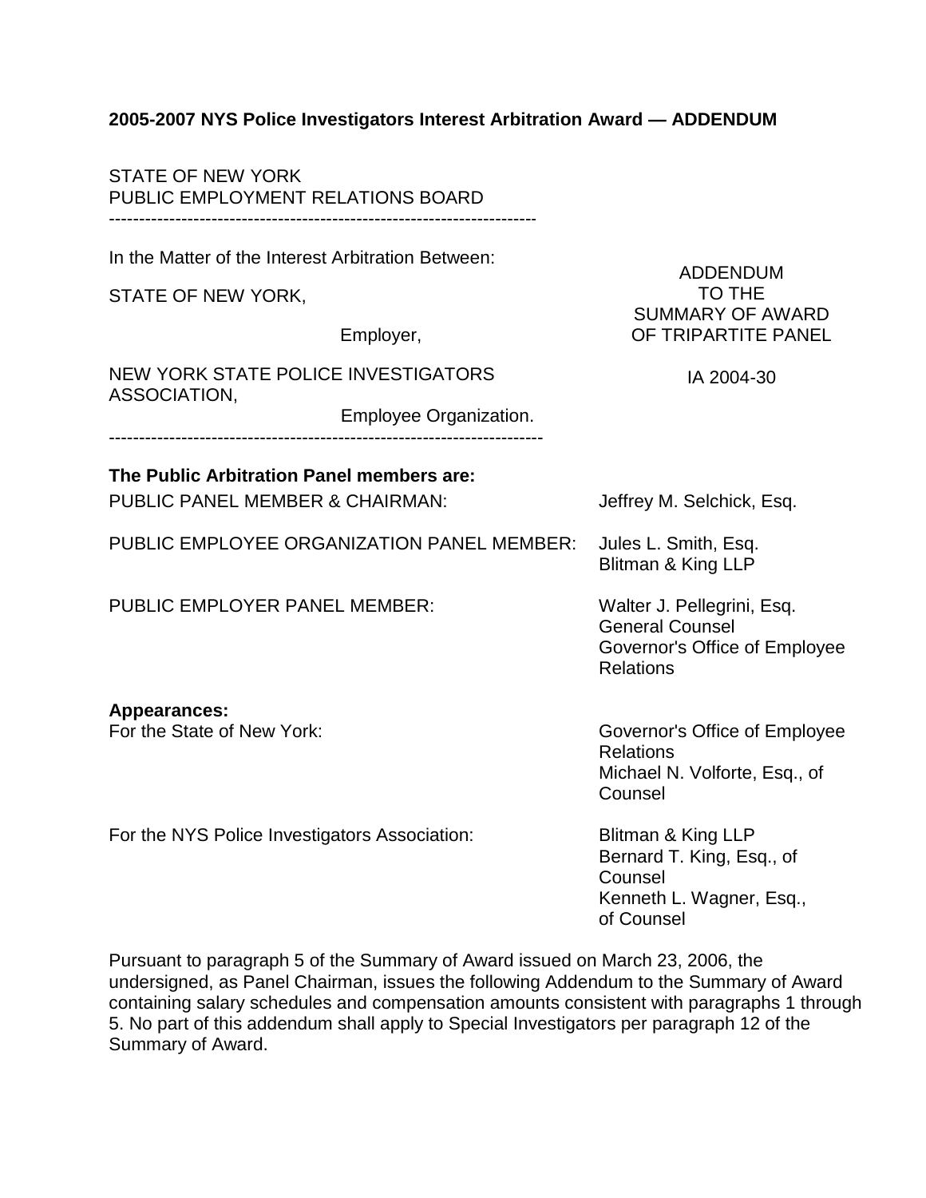**2005-2007 NYS Police Investigators Interest Arbitration Award — ADDENDUM**

STATE OF NEW YORK
PUBLIC EMPLOYMENT RELATIONS BOARD

---

In the Matter of the Interest Arbitration Between:

STATE OF NEW YORK,

Employer,

NEW YORK STATE POLICE INVESTIGATORS ASSOCIATION,

Employee Organization.

---

ADDENDUM
TO THE
SUMMARY OF AWARD
OF TRIPARTITE PANEL

IA 2004-30

**The Public Arbitration Panel members are:**

| | |
|---|---|
| PUBLIC PANEL MEMBER & CHAIRMAN: | Jeffrey M. Selchick, Esq. |
| PUBLIC EMPLOYEE ORGANIZATION PANEL MEMBER: | Jules L. Smith, Esq.<br>Blitman & King LLP |
| PUBLIC EMPLOYER PANEL MEMBER: | Walter J. Pellegrini, Esq.<br>General Counsel<br>Governor's Office of Employee Relations |

**Appearances:**

| | |
|---|---|
| For the State of New York: | Governor's Office of Employee Relations<br>Michael N. Volforte, Esq., of Counsel |
| For the NYS Police Investigators Association: | Blitman & King LLP<br>Bernard T. King, Esq., of Counsel<br>Kenneth L. Wagner, Esq., of Counsel |

Pursuant to paragraph 5 of the Summary of Award issued on March 23, 2006, the undersigned, as Panel Chairman, issues the following Addendum to the Summary of Award containing salary schedules and compensation amounts consistent with paragraphs 1 through 5. No part of this addendum shall apply to Special Investigators per paragraph 12 of the Summary of Award.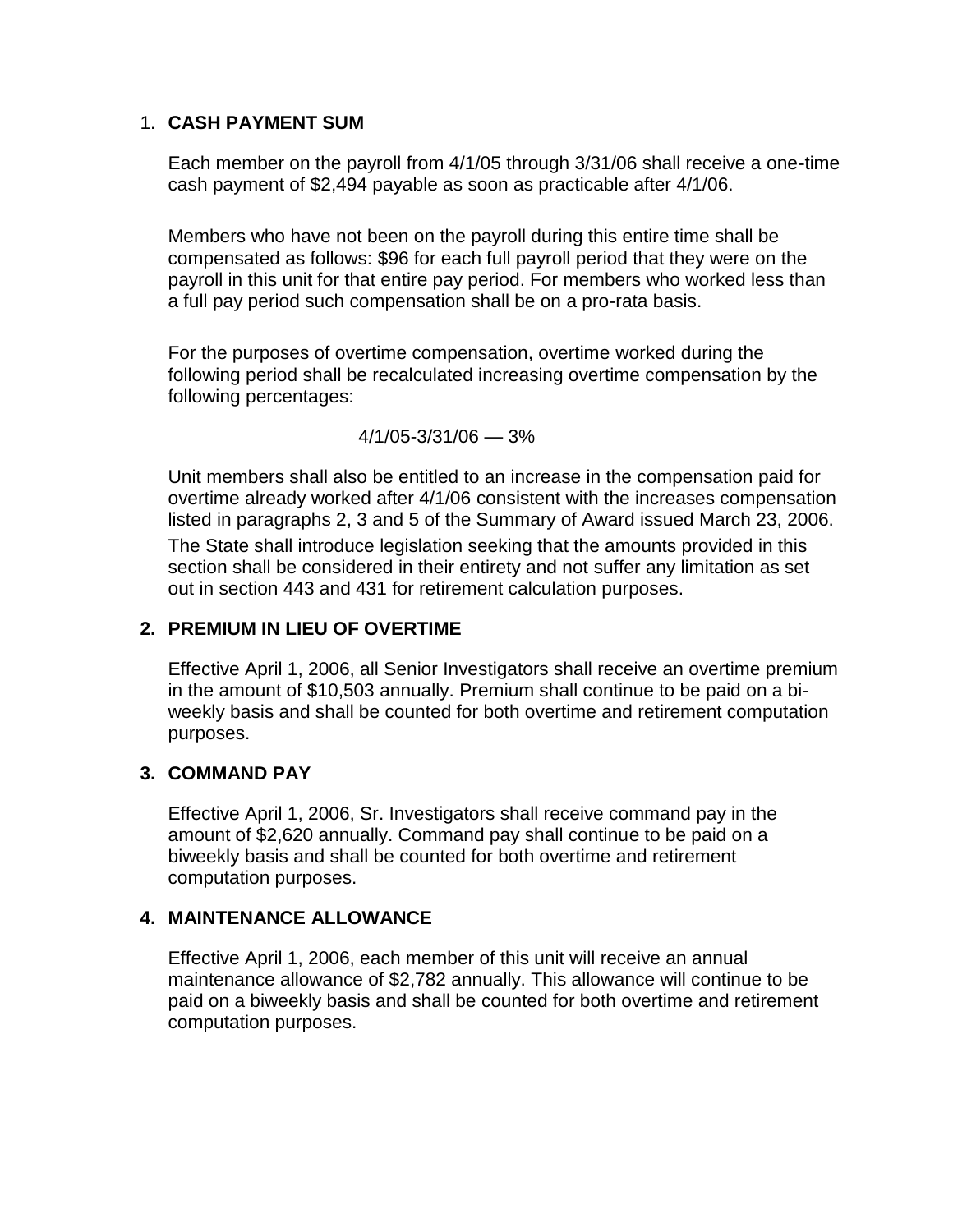1. **CASH PAYMENT SUM**

   Each member on the payroll from 4/1/05 through 3/31/06 shall receive a one-time cash payment of $2,494 payable as soon as practicable after 4/1/06.

   Members who have not been on the payroll during this entire time shall be compensated as follows: $96 for each full payroll period that they were on the payroll in this unit for that entire pay period. For members who worked less than a full pay period such compensation shall be on a pro-rata basis.

   For the purposes of overtime compensation, overtime worked during the following period shall be recalculated increasing overtime compensation by the following percentages:

   4/1/05-3/31/06 — 3%

   Unit members shall also be entitled to an increase in the compensation paid for overtime already worked after 4/1/06 consistent with the increases compensation listed in paragraphs 2, 3 and 5 of the Summary of Award issued March 23, 2006.

   The State shall introduce legislation seeking that the amounts provided in this section shall be considered in their entirety and not suffer any limitation as set out in section 443 and 431 for retirement calculation purposes.

2. **PREMIUM IN LIEU OF OVERTIME**

   Effective April 1, 2006, all Senior Investigators shall receive an overtime premium in the amount of $10,503 annually. Premium shall continue to be paid on a bi-weekly basis and shall be counted for both overtime and retirement computation purposes.

3. **COMMAND PAY**

   Effective April 1, 2006, Sr. Investigators shall receive command pay in the amount of $2,620 annually. Command pay shall continue to be paid on a biweekly basis and shall be counted for both overtime and retirement computation purposes.

4. **MAINTENANCE ALLOWANCE**

   Effective April 1, 2006, each member of this unit will receive an annual maintenance allowance of $2,782 annually. This allowance will continue to be paid on a biweekly basis and shall be counted for both overtime and retirement computation purposes.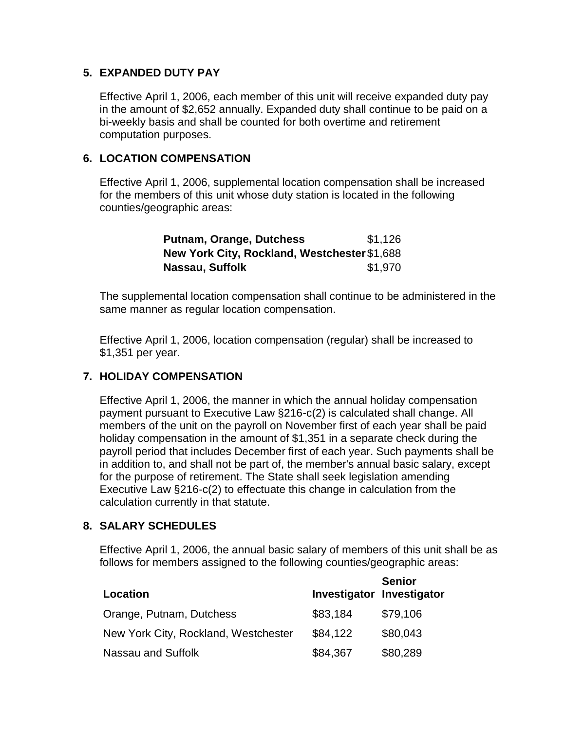## 5. EXPANDED DUTY PAY

Effective April 1, 2006, each member of this unit will receive expanded duty pay in the amount of $2,652 annually. Expanded duty shall continue to be paid on a bi-weekly basis and shall be counted for both overtime and retirement computation purposes.

## 6. LOCATION COMPENSATION

Effective April 1, 2006, supplemental location compensation shall be increased for the members of this unit whose duty station is located in the following counties/geographic areas:

| | |
|---|---|
| **Putnam, Orange, Dutchess** | $1,126 |
| **New York City, Rockland, Westchester** | $1,688 |
| **Nassau, Suffolk** | $1,970 |

The supplemental location compensation shall continue to be administered in the same manner as regular location compensation.

Effective April 1, 2006, location compensation (regular) shall be increased to $1,351 per year.

## 7. HOLIDAY COMPENSATION

Effective April 1, 2006, the manner in which the annual holiday compensation payment pursuant to Executive Law §216-c(2) is calculated shall change. All members of the unit on the payroll on November first of each year shall be paid holiday compensation in the amount of $1,351 in a separate check during the payroll period that includes December first of each year. Such payments shall be in addition to, and shall not be part of, the member's annual basic salary, except for the purpose of retirement. The State shall seek legislation amending Executive Law §216-c(2) to effectuate this change in calculation from the calculation currently in that statute.

## 8. SALARY SCHEDULES

Effective April 1, 2006, the annual basic salary of members of this unit shall be as follows for members assigned to the following counties/geographic areas:

| Location | Investigator | Senior Investigator |
|---|---|---|
| Orange, Putnam, Dutchess | $83,184 | $79,106 |
| New York City, Rockland, Westchester | $84,122 | $80,043 |
| Nassau and Suffolk | $84,367 | $80,289 |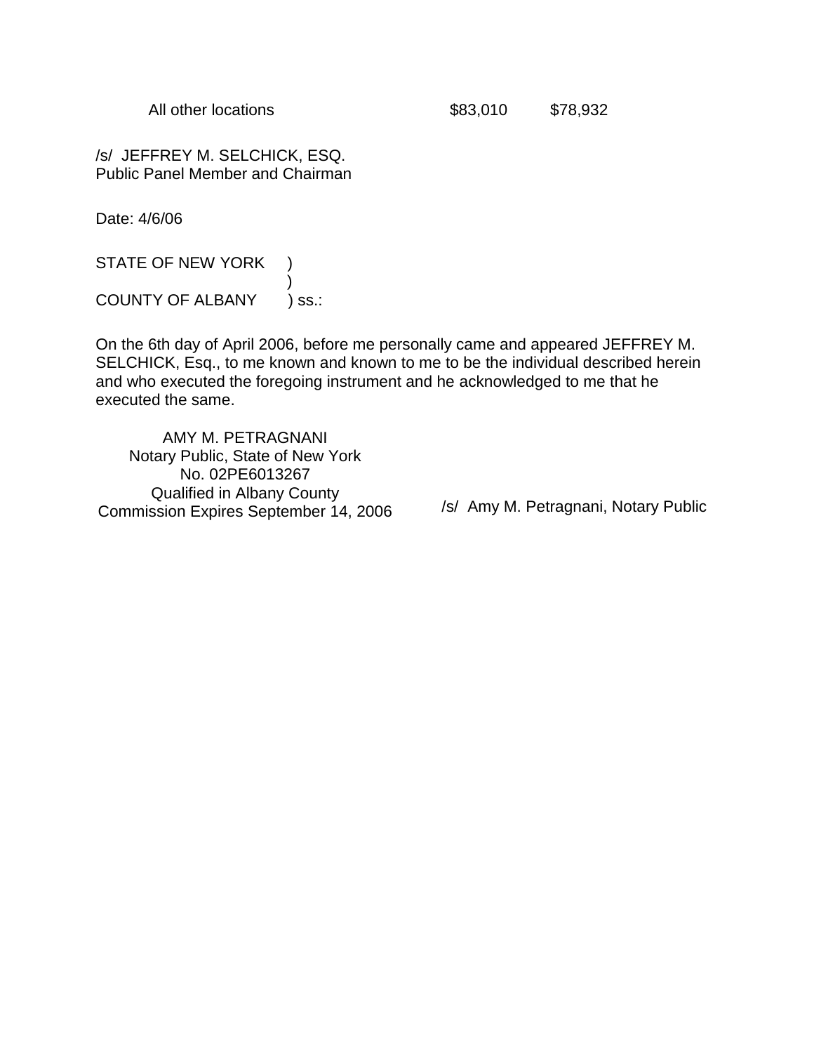| | | |
|---|---|---|
| All other locations | $83,010 | $78,932 |

/s/ JEFFREY M. SELCHICK, ESQ.
Public Panel Member and Chairman

Date: 4/6/06

STATE OF NEW YORK )
)
COUNTY OF ALBANY ) ss.:

On the 6th day of April 2006, before me personally came and appeared JEFFREY M. SELCHICK, Esq., to me known and known to me to be the individual described herein and who executed the foregoing instrument and he acknowledged to me that he executed the same.

AMY M. PETRAGNANI
Notary Public, State of New York
No. 02PE6013267
Qualified in Albany County
Commission Expires September 14, 2006

/s/ Amy M. Petragnani, Notary Public